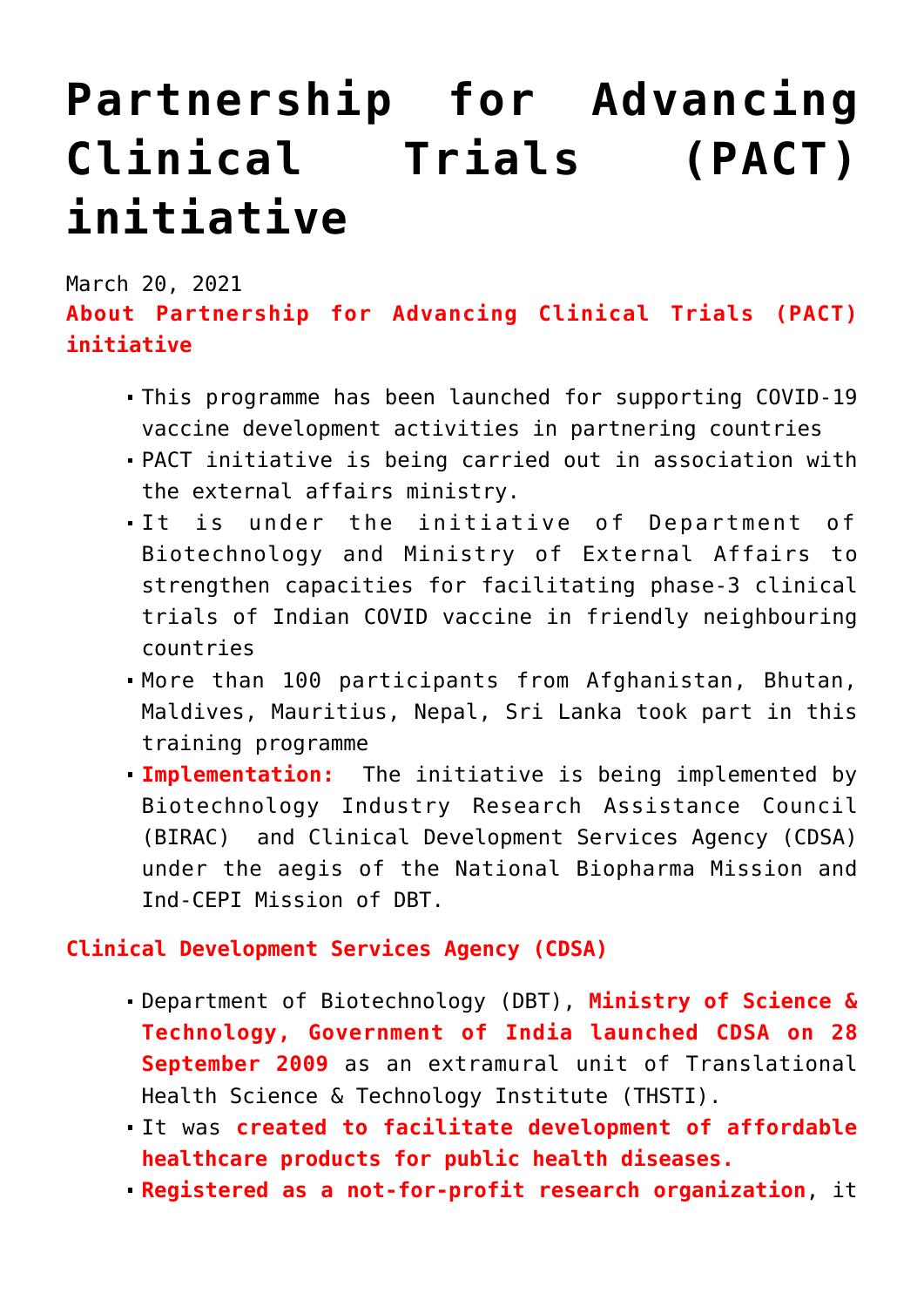# Partnership for Advancing Clinical Trials (PACT) initiative

March 20, 2021

**About Partnership for Advancing Clinical Trials (PACT) initiative**

- This programme has been launched for supporting COVID-19 vaccine development activities in partnering countries
- PACT initiative is being carried out in association with the external affairs ministry.
- It is under the initiative of Department of Biotechnology and Ministry of External Affairs to strengthen capacities for facilitating phase-3 clinical trials of Indian COVID vaccine in friendly neighbouring countries
- More than 100 participants from Afghanistan, Bhutan, Maldives, Mauritius, Nepal, Sri Lanka took part in this training programme
- **Implementation:** The initiative is being implemented by Biotechnology Industry Research Assistance Council (BIRAC) and Clinical Development Services Agency (CDSA) under the aegis of the National Biopharma Mission and Ind-CEPI Mission of DBT.

**Clinical Development Services Agency (CDSA)**

- Department of Biotechnology (DBT), **Ministry of Science & Technology, Government of India launched CDSA on 28 September 2009** as an extramural unit of Translational Health Science & Technology Institute (THSTI).
- It was **created to facilitate development of affordable healthcare products for public health diseases.**
- **Registered as a not-for-profit research organization**, it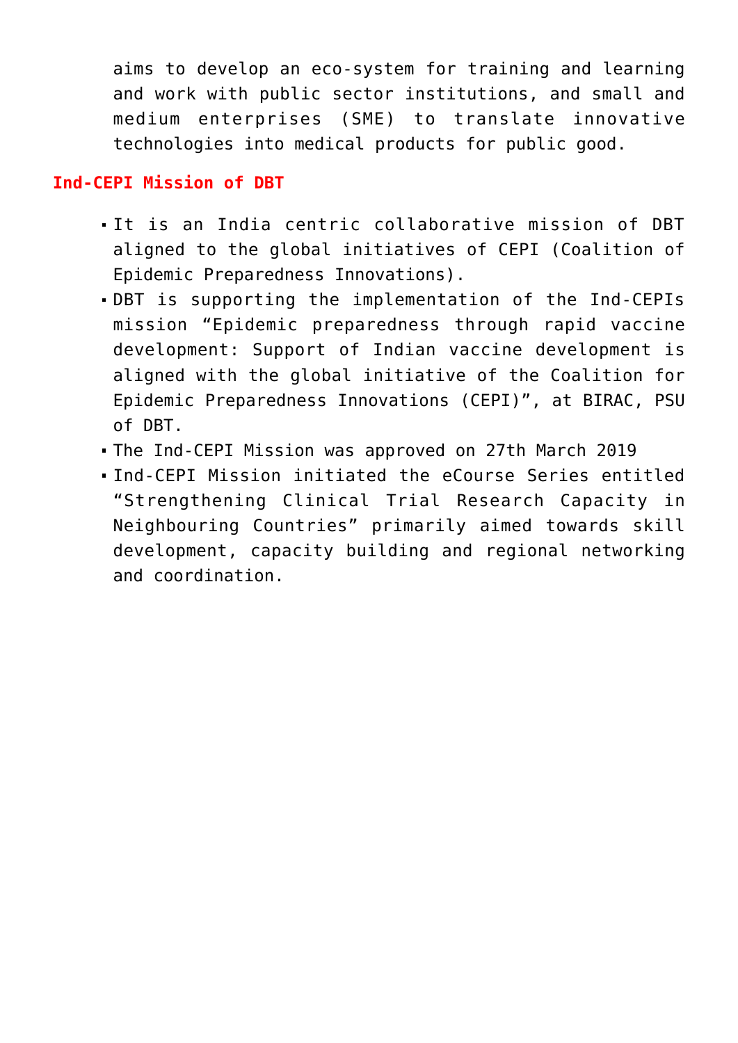aims to develop an eco-system for training and learning and work with public sector institutions, and small and medium enterprises (SME) to translate innovative technologies into medical products for public good.

## Ind-CEPI Mission of DBT

- It is an India centric collaborative mission of DBT aligned to the global initiatives of CEPI (Coalition of Epidemic Preparedness Innovations).
- DBT is supporting the implementation of the Ind-CEPIs mission "Epidemic preparedness through rapid vaccine development: Support of Indian vaccine development is aligned with the global initiative of the Coalition for Epidemic Preparedness Innovations (CEPI)", at BIRAC, PSU of DBT.
- The Ind-CEPI Mission was approved on 27th March 2019
- Ind-CEPI Mission initiated the eCourse Series entitled "Strengthening Clinical Trial Research Capacity in Neighbouring Countries" primarily aimed towards skill development, capacity building and regional networking and coordination.